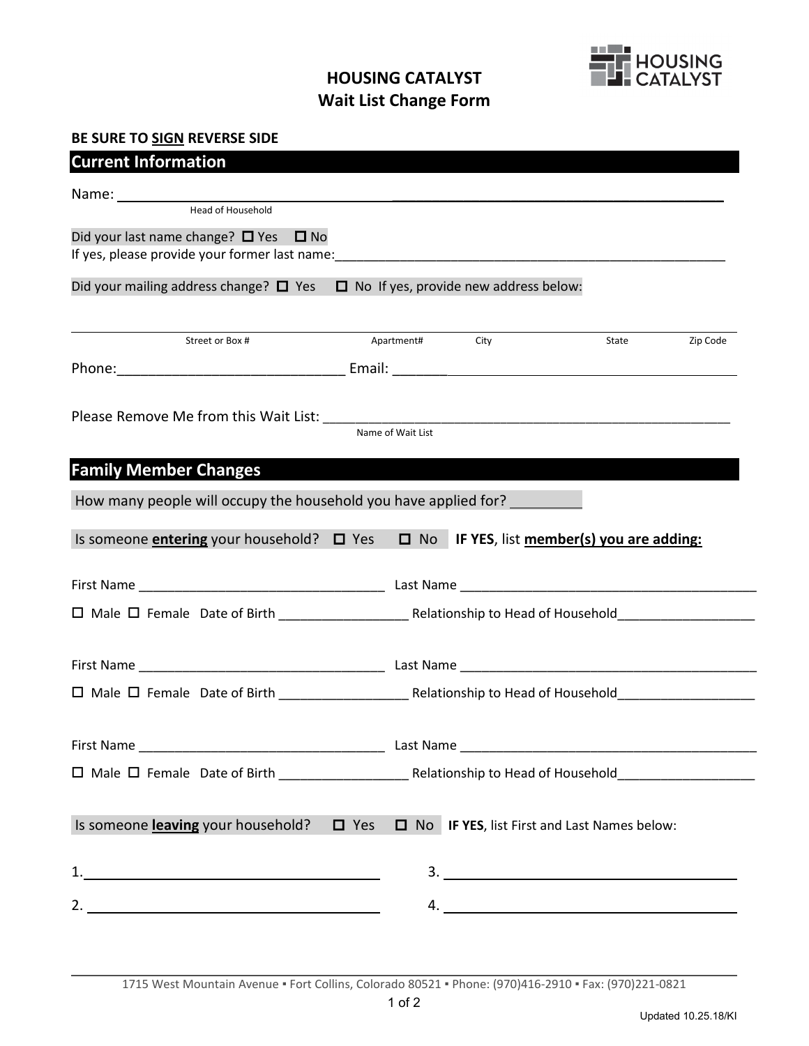# HOUSING CATALYST
## Wait List Change Form

**BE SURE TO SIGN REVERSE SIDE**

## Current Information

Name: ______________________________________________________________________________
Head of Household

Did your last name change? ☐ Yes ☐ No
If yes, please provide your former last name:_______________________________________________

Did your mailing address change? ☐ Yes ☐ No If yes, provide new address below:

______________________________________________________________________________
Street or Box # | Apartment# | City | State | Zip Code

Phone:_____________________________ Email: ___________________________________________

Please Remove Me from this Wait List: _______________________________________________
Name of Wait List

## Family Member Changes

How many people will occupy the household you have applied for? _________

Is someone **entering** your household? ☐ Yes ☐ No **IF YES**, list **member(s) you are adding:**

First Name _________________________________ Last Name ________________________________________

☐ Male ☐ Female Date of Birth _________________ Relationship to Head of Household__________________

First Name _________________________________ Last Name ________________________________________

☐ Male ☐ Female Date of Birth _________________ Relationship to Head of Household__________________

First Name _________________________________ Last Name ________________________________________

☐ Male ☐ Female Date of Birth _________________ Relationship to Head of Household__________________

Is someone **leaving** your household? ☐ Yes ☐ No **IF YES**, list First and Last Names below:

1. ______________________________________ 3. ______________________________________

2. ______________________________________ 4. ______________________________________

1715 West Mountain Avenue ▪ Fort Collins, Colorado 80521 ▪ Phone: (970)416-2910 ▪ Fax: (970)221-0821

Updated 10.25.18/KI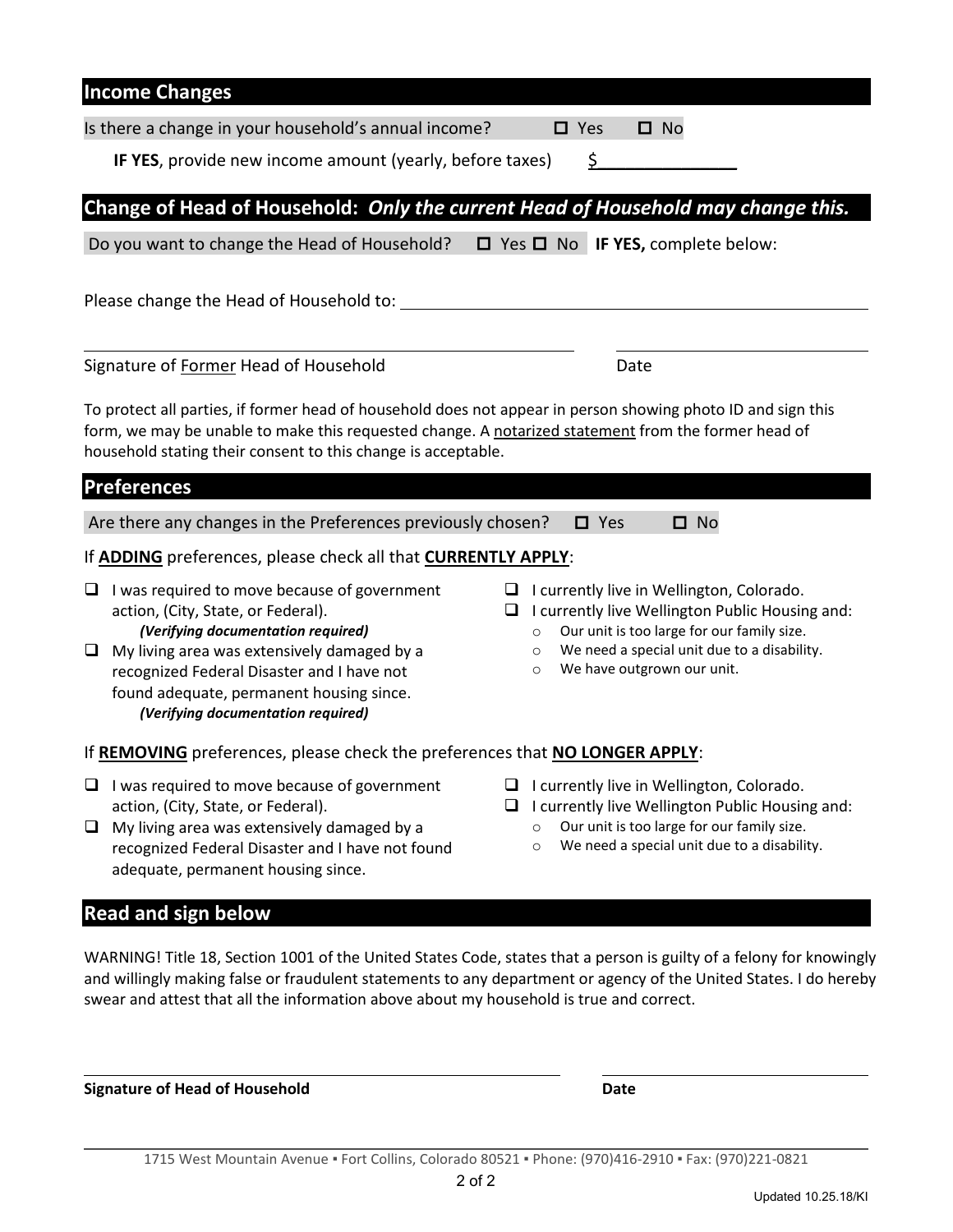## Income Changes

Is there a change in your household's annual income? ☐ Yes ☐ No

**IF YES**, provide new income amount (yearly, before taxes) $\_\_\_\_\_\_\_\_\_\_\_\_\_\_

## Change of Head of Household: *Only the current Head of Household may change this.*

Do you want to change the Head of Household? ☐ Yes ☐ No **IF YES,** complete below:

Please change the Head of Household to: \_\_\_\_\_\_\_\_\_\_\_\_\_\_\_\_\_\_\_\_\_\_\_\_\_\_\_\_\_\_\_\_\_\_\_\_\_\_\_\_

\_\_\_\_\_\_\_\_\_\_\_\_\_\_\_\_\_\_\_\_\_\_\_\_\_\_\_\_\_\_\_\_\_\_\_\_ \_\_\_\_\_\_\_\_\_\_\_\_\_\_\_\_\_\_

Signature of Former Head of Household Date

To protect all parties, if former head of household does not appear in person showing photo ID and sign this form, we may be unable to make this requested change. A notarized statement from the former head of household stating their consent to this change is acceptable.

## Preferences

Are there any changes in the Preferences previously chosen? ☐ Yes ☐ No

If **ADDING** preferences, please check all that **CURRENTLY APPLY**:

- ☐ I was required to move because of government action, (City, State, or Federal). ***(Verifying documentation required)***
- ☐ My living area was extensively damaged by a recognized Federal Disaster and I have not found adequate, permanent housing since. ***(Verifying documentation required)***
- ☐ I currently live in Wellington, Colorado.
- ☐ I currently live Wellington Public Housing and:
  - Our unit is too large for our family size.
  - We need a special unit due to a disability.
  - We have outgrown our unit.

If **REMOVING** preferences, please check the preferences that **NO LONGER APPLY**:

- ☐ I was required to move because of government action, (City, State, or Federal).
- ☐ My living area was extensively damaged by a recognized Federal Disaster and I have not found adequate, permanent housing since.
- ☐ I currently live in Wellington, Colorado.
- ☐ I currently live Wellington Public Housing and:
  - Our unit is too large for our family size.
  - We need a special unit due to a disability.

## Read and sign below

WARNING! Title 18, Section 1001 of the United States Code, states that a person is guilty of a felony for knowingly and willingly making false or fraudulent statements to any department or agency of the United States. I do hereby swear and attest that all the information above about my household is true and correct.

\_\_\_\_\_\_\_\_\_\_\_\_\_\_\_\_\_\_\_\_\_\_\_\_\_\_\_\_\_\_\_\_\_\_\_\_ \_\_\_\_\_\_\_\_\_\_\_\_\_\_\_\_\_\_

**Signature of Head of Household** **Date**

1715 West Mountain Avenue ▪ Fort Collins, Colorado 80521 ▪ Phone: (970)416-2910 ▪ Fax: (970)221-0821

Updated 10.25.18/KI